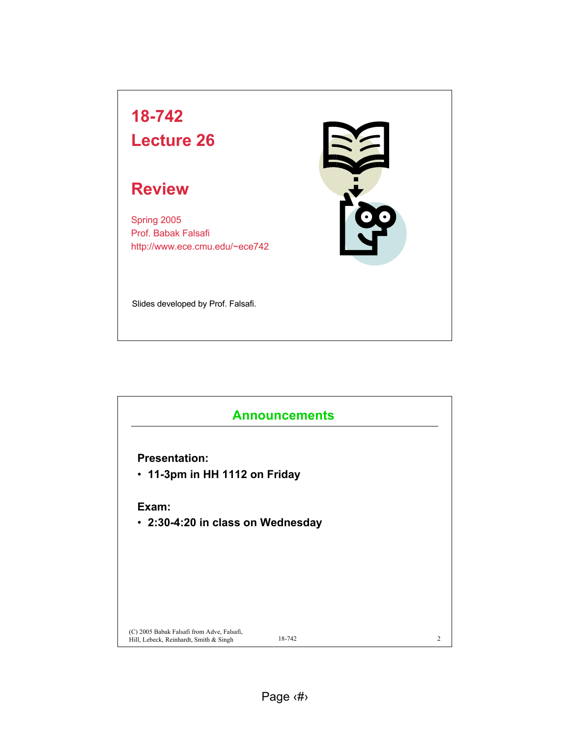# 18-742
# Lecture 26

## Review

Spring 2005
Prof. Babak Falsafi
http://www.ece.cmu.edu/~ece742

Slides developed by Prof. Falsafi.

## Announcements

**Presentation:**

- **11-3pm in HH 1112 on Friday**

**Exam:**

- **2:30-4:20 in class on Wednesday**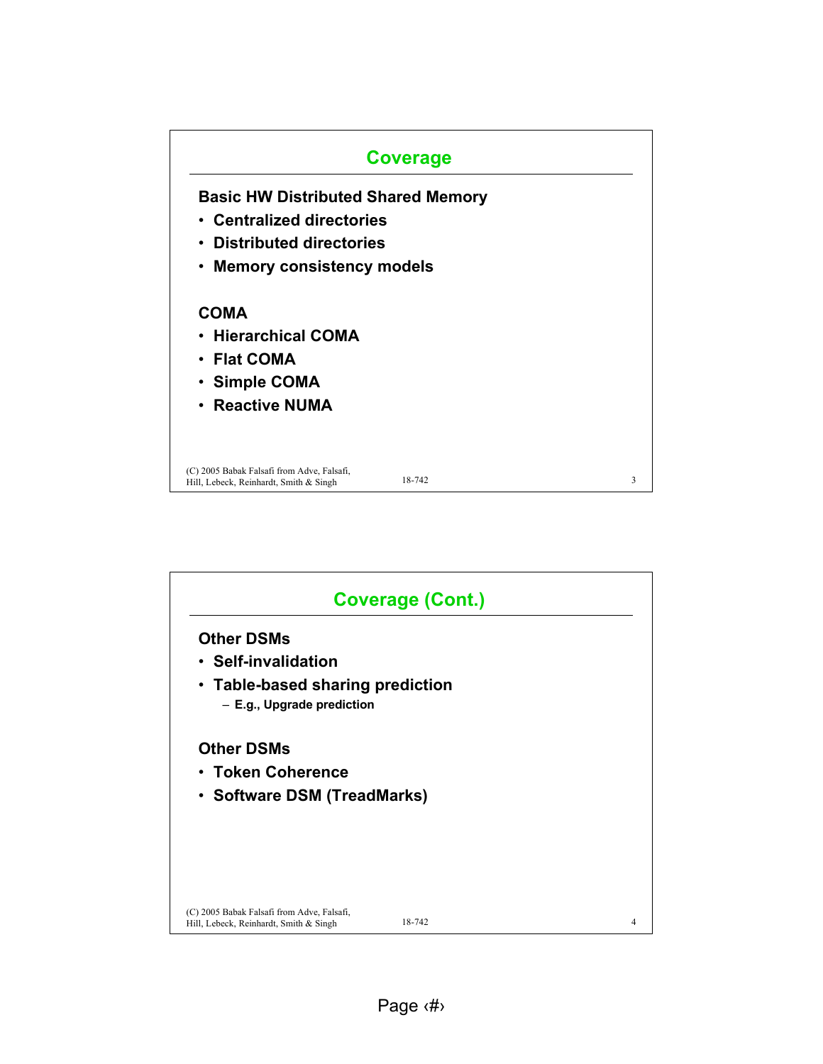## Coverage

**Basic HW Distributed Shared Memory**

- Centralized directories
- Distributed directories
- Memory consistency models

**COMA**

- Hierarchical COMA
- Flat COMA
- Simple COMA
- Reactive NUMA

## Coverage (Cont.)

**Other DSMs**

- Self-invalidation
- Table-based sharing prediction
  - E.g., Upgrade prediction

**Other DSMs**

- Token Coherence
- Software DSM (TreadMarks)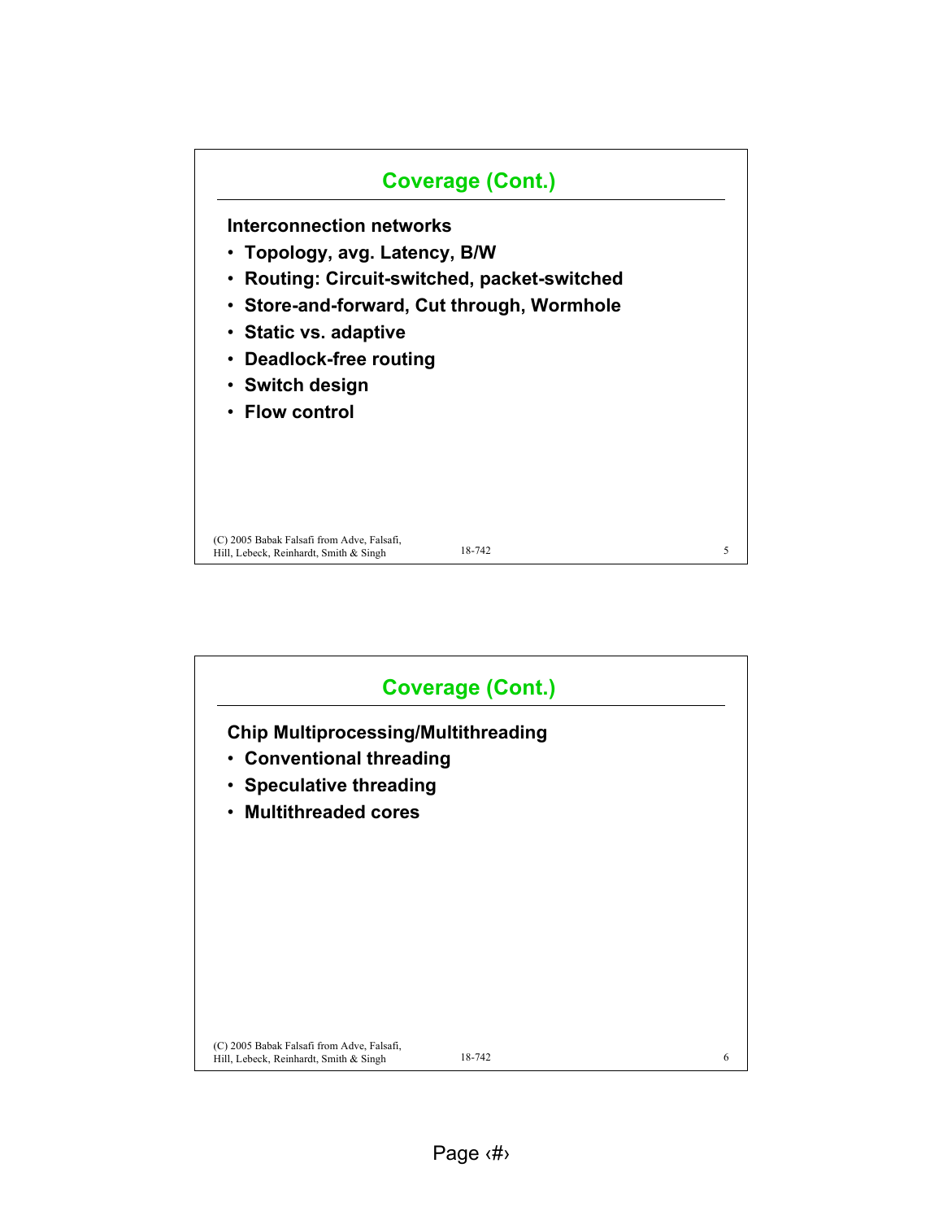## Coverage (Cont.)

**Interconnection networks**

- **Topology, avg. Latency, B/W**
- **Routing: Circuit-switched, packet-switched**
- **Store-and-forward, Cut through, Wormhole**
- **Static vs. adaptive**
- **Deadlock-free routing**
- **Switch design**
- **Flow control**

## Coverage (Cont.)

**Chip Multiprocessing/Multithreading**

- **Conventional threading**
- **Speculative threading**
- **Multithreaded cores**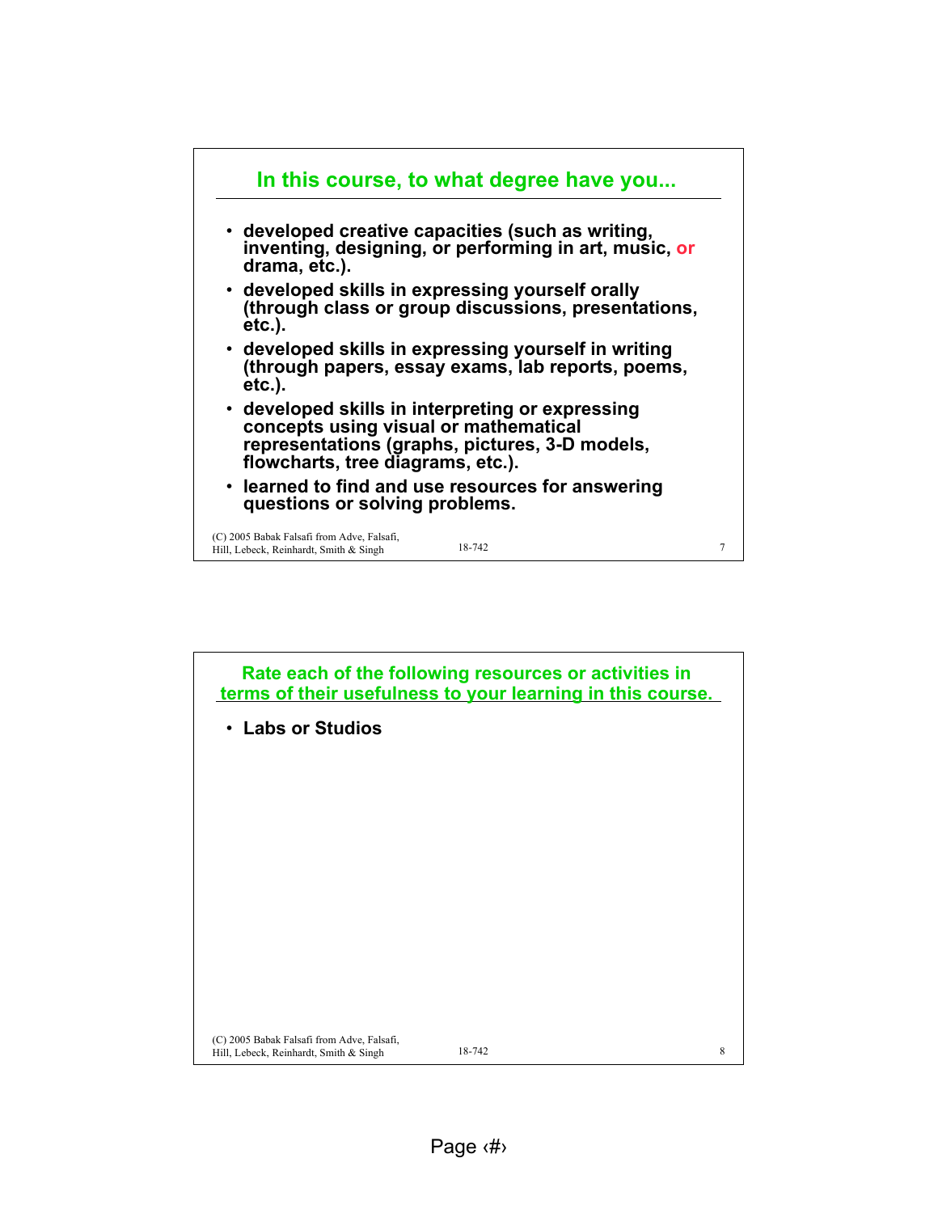## In this course, to what degree have you...

- developed creative capacities (such as writing, inventing, designing, or performing in art, music, or drama, etc.).
- developed skills in expressing yourself orally (through class or group discussions, presentations, etc.).
- developed skills in expressing yourself in writing (through papers, essay exams, lab reports, poems, etc.).
- developed skills in interpreting or expressing concepts using visual or mathematical representations (graphs, pictures, 3-D models, flowcharts, tree diagrams, etc.).
- learned to find and use resources for answering questions or solving problems.

(C) 2005 Babak Falsafi from Adve, Falsafi, Hill, Lebeck, Reinhardt, Smith & Singh

## Rate each of the following resources or activities in terms of their usefulness to your learning in this course.

- Labs or Studios

(C) 2005 Babak Falsafi from Adve, Falsafi, Hill, Lebeck, Reinhardt, Smith & Singh